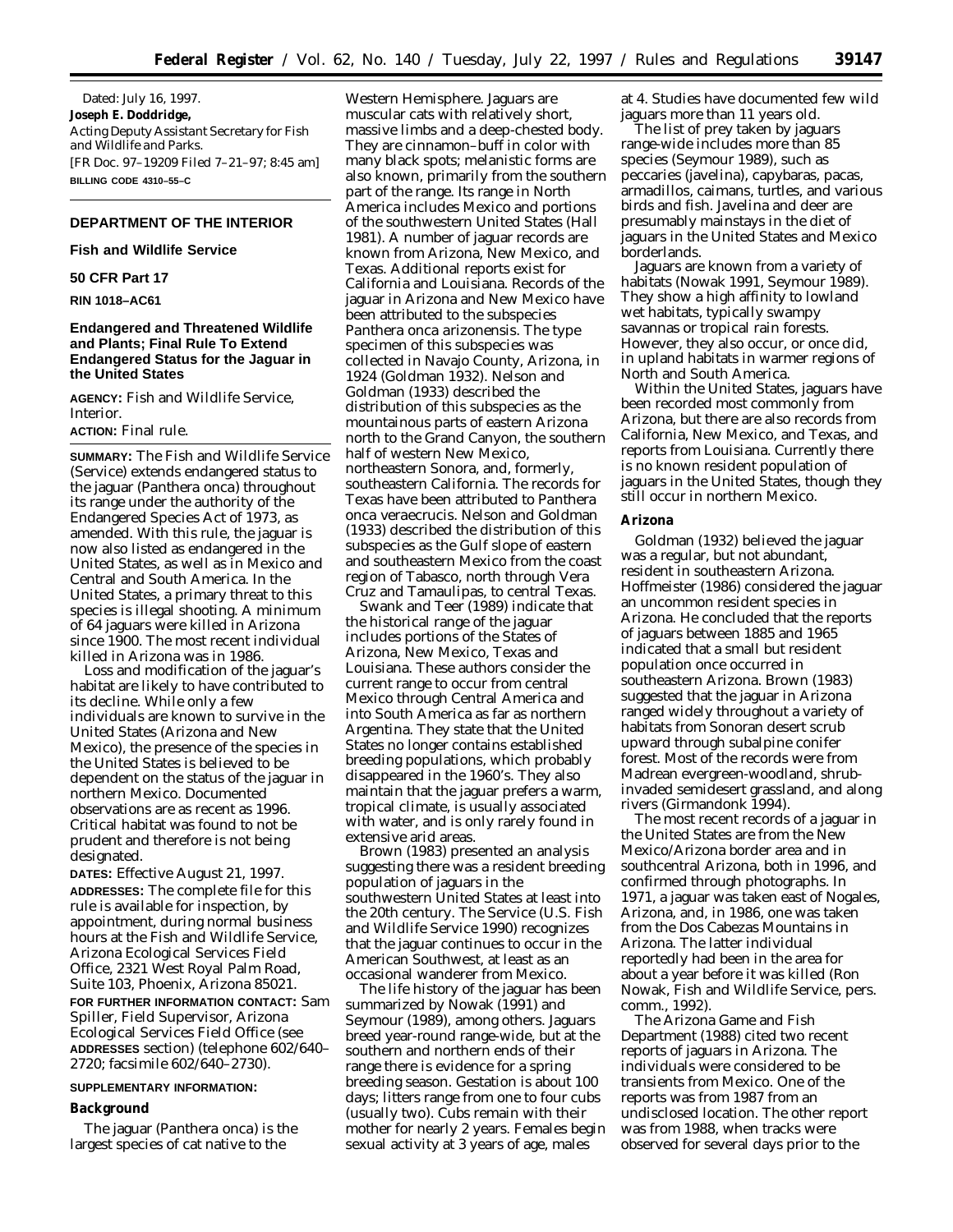Dated: July 16, 1997.

**Joseph E. Doddridge,**

*Acting Deputy Assistant Secretary for Fish and Wildlife and Parks.*

[FR Doc. 97–19209 Filed 7–21–97; 8:45 am]

**BILLING CODE 4310–55–C**

---

## DEPARTMENT OF THE INTERIOR

### Fish and Wildlife Service

### 50 CFR Part 17

**RIN 1018–AC61**

### Endangered and Threatened Wildlife and Plants; Final Rule To Extend Endangered Status for the Jaguar in the United States

**AGENCY:** Fish and Wildlife Service, Interior.

**ACTION:** Final rule.

**SUMMARY:** The Fish and Wildlife Service (Service) extends endangered status to the jaguar (*Panthera onca*) throughout its range under the authority of the Endangered Species Act of 1973, as amended. With this rule, the jaguar is now also listed as endangered in the United States, as well as in Mexico and Central and South America. In the United States, a primary threat to this species is illegal shooting. A minimum of 64 jaguars were killed in Arizona since 1900. The most recent individual killed in Arizona was in 1986.

Loss and modification of the jaguar's habitat are likely to have contributed to its decline. While only a few individuals are known to survive in the United States (Arizona and New Mexico), the presence of the species in the United States is believed to be dependent on the status of the jaguar in northern Mexico. Documented observations are as recent as 1996. Critical habitat was found to not be prudent and therefore is not being designated.

**DATES:** Effective August 21, 1997.

**ADDRESSES:** The complete file for this rule is available for inspection, by appointment, during normal business hours at the Fish and Wildlife Service, Arizona Ecological Services Field Office, 2321 West Royal Palm Road, Suite 103, Phoenix, Arizona 85021.

**FOR FURTHER INFORMATION CONTACT:** Sam Spiller, Field Supervisor, Arizona Ecological Services Field Office (see **ADDRESSES** section) (telephone 602/640–2720; facsimile 602/640–2730).

**SUPPLEMENTARY INFORMATION:**

### Background

The jaguar (*Panthera onca*) is the largest species of cat native to the Western Hemisphere. Jaguars are muscular cats with relatively short, massive limbs and a deep-chested body. They are cinnamon–buff in color with many black spots; melanistic forms are also known, primarily from the southern part of the range. Its range in North America includes Mexico and portions of the southwestern United States (Hall 1981). A number of jaguar records are known from Arizona, New Mexico, and Texas. Additional reports exist for California and Louisiana. Records of the jaguar in Arizona and New Mexico have been attributed to the subspecies *Panthera onca arizonensis.* The type specimen of this subspecies was collected in Navajo County, Arizona, in 1924 (Goldman 1932). Nelson and Goldman (1933) described the distribution of this subspecies as the mountainous parts of eastern Arizona north to the Grand Canyon, the southern half of western New Mexico, northeastern Sonora, and, formerly, southeastern California. The records for Texas have been attributed to *Panthera onca veraecrucis.* Nelson and Goldman (1933) described the distribution of this subspecies as the Gulf slope of eastern and southeastern Mexico from the coast region of Tabasco, north through Vera Cruz and Tamaulipas, to central Texas.

Swank and Teer (1989) indicate that the historical range of the jaguar includes portions of the States of Arizona, New Mexico, Texas and Louisiana. These authors consider the current range to occur from central Mexico through Central America and into South America as far as northern Argentina. They state that the United States no longer contains established breeding populations, which probably disappeared in the 1960's. They also maintain that the jaguar prefers a warm, tropical climate, is usually associated with water, and is only rarely found in extensive arid areas.

Brown (1983) presented an analysis suggesting there was a resident breeding population of jaguars in the southwestern United States at least into the 20th century. The Service (U.S. Fish and Wildlife Service 1990) recognizes that the jaguar continues to occur in the American Southwest, at least as an occasional wanderer from Mexico.

The life history of the jaguar has been summarized by Nowak (1991) and Seymour (1989), among others. Jaguars breed year-round range-wide, but at the southern and northern ends of their range there is evidence for a spring breeding season. Gestation is about 100 days; litters range from one to four cubs (usually two). Cubs remain with their mother for nearly 2 years. Females begin sexual activity at 3 years of age, males at 4. Studies have documented few wild jaguars more than 11 years old.

The list of prey taken by jaguars range-wide includes more than 85 species (Seymour 1989), such as peccaries (javelina), capybaras, pacas, armadillos, caimans, turtles, and various birds and fish. Javelina and deer are presumably mainstays in the diet of jaguars in the United States and Mexico borderlands.

Jaguars are known from a variety of habitats (Nowak 1991, Seymour 1989). They show a high affinity to lowland wet habitats, typically swampy savannas or tropical rain forests. However, they also occur, or once did, in upland habitats in warmer regions of North and South America.

Within the United States, jaguars have been recorded most commonly from Arizona, but there are also records from California, New Mexico, and Texas, and reports from Louisiana. Currently there is no known resident population of jaguars in the United States, though they still occur in northern Mexico.

#### Arizona

Goldman (1932) believed the jaguar was a regular, but not abundant, resident in southeastern Arizona. Hoffmeister (1986) considered the jaguar an uncommon resident species in Arizona. He concluded that the reports of jaguars between 1885 and 1965 indicated that a small but resident population once occurred in southeastern Arizona. Brown (1983) suggested that the jaguar in Arizona ranged widely throughout a variety of habitats from Sonoran desert scrub upward through subalpine conifer forest. Most of the records were from Madrean evergreen-woodland, shrub-invaded semidesert grassland, and along rivers (Girmandonk 1994).

The most recent records of a jaguar in the United States are from the New Mexico/Arizona border area and in southcentral Arizona, both in 1996, and confirmed through photographs. In 1971, a jaguar was taken east of Nogales, Arizona, and, in 1986, one was taken from the Dos Cabezas Mountains in Arizona. The latter individual reportedly had been in the area for about a year before it was killed (Ron Nowak, Fish and Wildlife Service, pers. comm., 1992).

The Arizona Game and Fish Department (1988) cited two recent reports of jaguars in Arizona. The individuals were considered to be transients from Mexico. One of the reports was from 1987 from an undisclosed location. The other report was from 1988, when tracks were observed for several days prior to the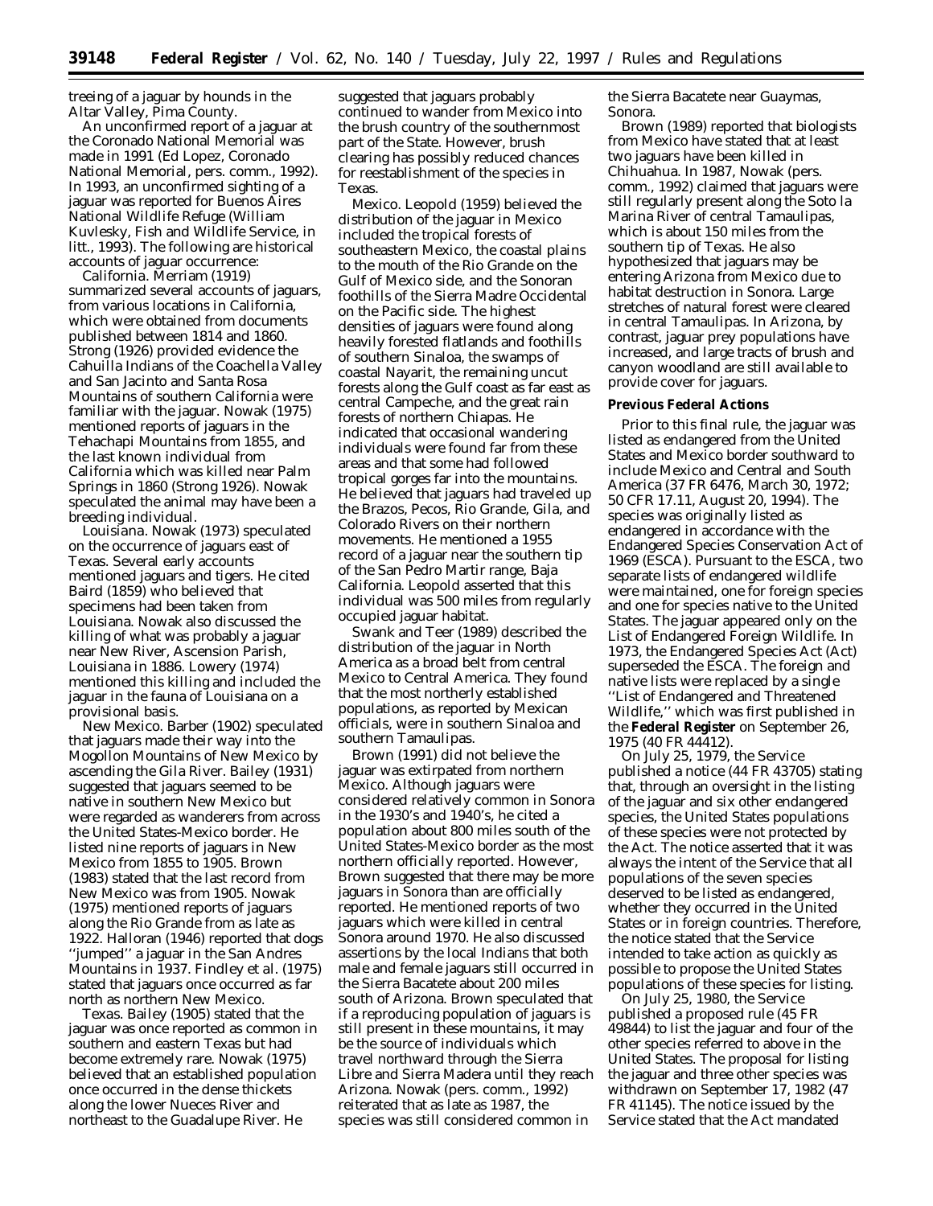treeing of a jaguar by hounds in the Altar Valley, Pima County.

An unconfirmed report of a jaguar at the Coronado National Memorial was made in 1991 (Ed Lopez, Coronado National Memorial, pers. comm., 1992). In 1993, an unconfirmed sighting of a jaguar was reported for Buenos Aires National Wildlife Refuge (William Kuvlesky, Fish and Wildlife Service, in litt., 1993). The following are historical accounts of jaguar occurrence:

*California.* Merriam (1919) summarized several accounts of jaguars, from various locations in California, which were obtained from documents published between 1814 and 1860. Strong (1926) provided evidence the Cahuilla Indians of the Coachella Valley and San Jacinto and Santa Rosa Mountains of southern California were familiar with the jaguar. Nowak (1975) mentioned reports of jaguars in the Tehachapi Mountains from 1855, and the last known individual from California which was killed near Palm Springs in 1860 (Strong 1926). Nowak speculated the animal may have been a breeding individual.

*Louisiana.* Nowak (1973) speculated on the occurrence of jaguars east of Texas. Several early accounts mentioned jaguars and tigers. He cited Baird (1859) who believed that specimens had been taken from Louisiana. Nowak also discussed the killing of what was probably a jaguar near New River, Ascension Parish, Louisiana in 1886. Lowery (1974) mentioned this killing and included the jaguar in the fauna of Louisiana on a provisional basis.

*New Mexico.* Barber (1902) speculated that jaguars made their way into the Mogollon Mountains of New Mexico by ascending the Gila River. Bailey (1931) suggested that jaguars seemed to be native in southern New Mexico but were regarded as wanderers from across the United States-Mexico border. He listed nine reports of jaguars in New Mexico from 1855 to 1905. Brown (1983) stated that the last record from New Mexico was from 1905. Nowak (1975) mentioned reports of jaguars along the Rio Grande from as late as 1922. Halloran (1946) reported that dogs ''jumped'' a jaguar in the San Andres Mountains in 1937. Findley et al. (1975) stated that jaguars once occurred as far north as northern New Mexico.

*Texas.* Bailey (1905) stated that the jaguar was once reported as common in southern and eastern Texas but had become extremely rare. Nowak (1975) believed that an established population once occurred in the dense thickets along the lower Nueces River and northeast to the Guadalupe River. He suggested that jaguars probably continued to wander from Mexico into the brush country of the southernmost part of the State. However, brush clearing has possibly reduced chances for reestablishment of the species in Texas.

*Mexico.* Leopold (1959) believed the distribution of the jaguar in Mexico included the tropical forests of southeastern Mexico, the coastal plains to the mouth of the Rio Grande on the Gulf of Mexico side, and the Sonoran foothills of the Sierra Madre Occidental on the Pacific side. The highest densities of jaguars were found along heavily forested flatlands and foothills of southern Sinaloa, the swamps of coastal Nayarit, the remaining uncut forests along the Gulf coast as far east as central Campeche, and the great rain forests of northern Chiapas. He indicated that occasional wandering individuals were found far from these areas and that some had followed tropical gorges far into the mountains. He believed that jaguars had traveled up the Brazos, Pecos, Rio Grande, Gila, and Colorado Rivers on their northern movements. He mentioned a 1955 record of a jaguar near the southern tip of the San Pedro Martir range, Baja California. Leopold asserted that this individual was 500 miles from regularly occupied jaguar habitat.

Swank and Teer (1989) described the distribution of the jaguar in North America as a broad belt from central Mexico to Central America. They found that the most northerly established populations, as reported by Mexican officials, were in southern Sinaloa and southern Tamaulipas.

Brown (1991) did not believe the jaguar was extirpated from northern Mexico. Although jaguars were considered relatively common in Sonora in the 1930's and 1940's, he cited a population about 800 miles south of the United States-Mexico border as the most northern officially reported. However, Brown suggested that there may be more jaguars in Sonora than are officially reported. He mentioned reports of two jaguars which were killed in central Sonora around 1970. He also discussed assertions by the local Indians that both male and female jaguars still occurred in the Sierra Bacatete about 200 miles south of Arizona. Brown speculated that if a reproducing population of jaguars is still present in these mountains, it may be the source of individuals which travel northward through the Sierra Libre and Sierra Madera until they reach Arizona. Nowak (pers. comm., 1992) reiterated that as late as 1987, the species was still considered common in the Sierra Bacatete near Guaymas, Sonora.

Brown (1989) reported that biologists from Mexico have stated that at least two jaguars have been killed in Chihuahua. In 1987, Nowak (pers. comm., 1992) claimed that jaguars were still regularly present along the Soto la Marina River of central Tamaulipas, which is about 150 miles from the southern tip of Texas. He also hypothesized that jaguars may be entering Arizona from Mexico due to habitat destruction in Sonora. Large stretches of natural forest were cleared in central Tamaulipas. In Arizona, by contrast, jaguar prey populations have increased, and large tracts of brush and canyon woodland are still available to provide cover for jaguars.

## Previous Federal Actions

Prior to this final rule, the jaguar was listed as endangered from the United States and Mexico border southward to include Mexico and Central and South America (37 FR 6476, March 30, 1972; 50 CFR 17.11, August 20, 1994). The species was originally listed as endangered in accordance with the Endangered Species Conservation Act of 1969 (ESCA). Pursuant to the ESCA, two separate lists of endangered wildlife were maintained, one for foreign species and one for species native to the United States. The jaguar appeared only on the List of Endangered Foreign Wildlife. In 1973, the Endangered Species Act (Act) superseded the ESCA. The foreign and native lists were replaced by a single ''List of Endangered and Threatened Wildlife,'' which was first published in the **Federal Register** on September 26, 1975 (40 FR 44412).

On July 25, 1979, the Service published a notice (44 FR 43705) stating that, through an oversight in the listing of the jaguar and six other endangered species, the United States populations of these species were not protected by the Act. The notice asserted that it was always the intent of the Service that all populations of the seven species deserved to be listed as endangered, whether they occurred in the United States or in foreign countries. Therefore, the notice stated that the Service intended to take action as quickly as possible to propose the United States populations of these species for listing.

On July 25, 1980, the Service published a proposed rule (45 FR 49844) to list the jaguar and four of the other species referred to above in the United States. The proposal for listing the jaguar and three other species was withdrawn on September 17, 1982 (47 FR 41145). The notice issued by the Service stated that the Act mandated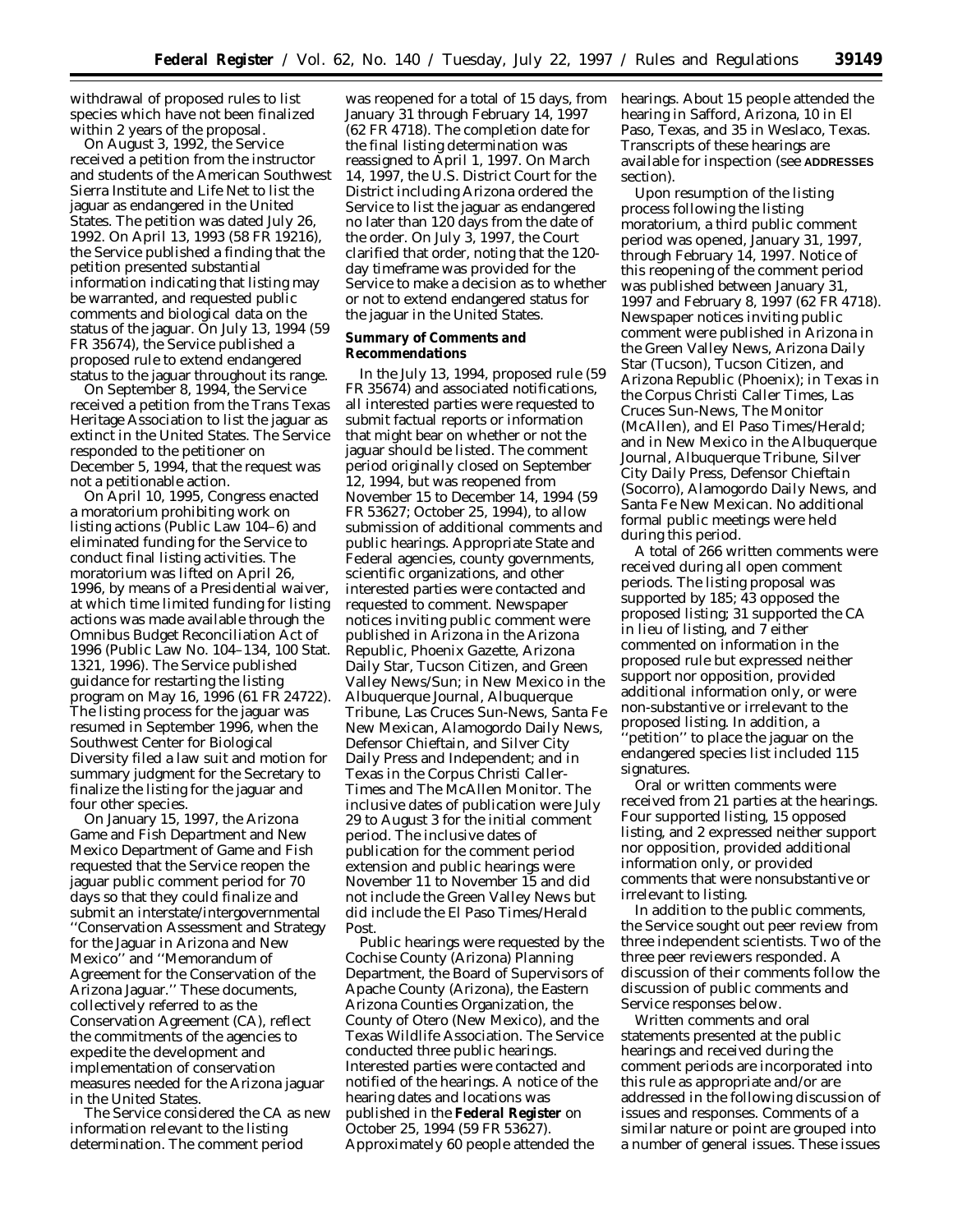withdrawal of proposed rules to list species which have not been finalized within 2 years of the proposal.

On August 3, 1992, the Service received a petition from the instructor and students of the American Southwest Sierra Institute and Life Net to list the jaguar as endangered in the United States. The petition was dated July 26, 1992. On April 13, 1993 (58 FR 19216), the Service published a finding that the petition presented substantial information indicating that listing may be warranted, and requested public comments and biological data on the status of the jaguar. On July 13, 1994 (59 FR 35674), the Service published a proposed rule to extend endangered status to the jaguar throughout its range.

On September 8, 1994, the Service received a petition from the Trans Texas Heritage Association to list the jaguar as extinct in the United States. The Service responded to the petitioner on December 5, 1994, that the request was not a petitionable action.

On April 10, 1995, Congress enacted a moratorium prohibiting work on listing actions (Public Law 104–6) and eliminated funding for the Service to conduct final listing activities. The moratorium was lifted on April 26, 1996, by means of a Presidential waiver, at which time limited funding for listing actions was made available through the Omnibus Budget Reconciliation Act of 1996 (Public Law No. 104–134, 100 Stat. 1321, 1996). The Service published guidance for restarting the listing program on May 16, 1996 (61 FR 24722). The listing process for the jaguar was resumed in September 1996, when the Southwest Center for Biological Diversity filed a law suit and motion for summary judgment for the Secretary to finalize the listing for the jaguar and four other species.

On January 15, 1997, the Arizona Game and Fish Department and New Mexico Department of Game and Fish requested that the Service reopen the jaguar public comment period for 70 days so that they could finalize and submit an interstate/intergovernmental "Conservation Assessment and Strategy for the Jaguar in Arizona and New Mexico" and "Memorandum of Agreement for the Conservation of the Arizona Jaguar." These documents, collectively referred to as the Conservation Agreement (CA), reflect the commitments of the agencies to expedite the development and implementation of conservation measures needed for the Arizona jaguar in the United States.

The Service considered the CA as new information relevant to the listing determination. The comment period was reopened for a total of 15 days, from January 31 through February 14, 1997 (62 FR 4718). The completion date for the final listing determination was reassigned to April 1, 1997. On March 14, 1997, the U.S. District Court for the District including Arizona ordered the Service to list the jaguar as endangered no later than 120 days from the date of the order. On July 3, 1997, the Court clarified that order, noting that the 120-day timeframe was provided for the Service to make a decision as to whether or not to extend endangered status for the jaguar in the United States.

## Summary of Comments and Recommendations

In the July 13, 1994, proposed rule (59 FR 35674) and associated notifications, all interested parties were requested to submit factual reports or information that might bear on whether or not the jaguar should be listed. The comment period originally closed on September 12, 1994, but was reopened from November 15 to December 14, 1994 (59 FR 53627; October 25, 1994), to allow submission of additional comments and public hearings. Appropriate State and Federal agencies, county governments, scientific organizations, and other interested parties were contacted and requested to comment. Newspaper notices inviting public comment were published in Arizona in the Arizona Republic, Phoenix Gazette, Arizona Daily Star, Tucson Citizen, and Green Valley News/Sun; in New Mexico in the Albuquerque Journal, Albuquerque Tribune, Las Cruces Sun-News, Santa Fe New Mexican, Alamogordo Daily News, Defensor Chieftain, and Silver City Daily Press and Independent; and in Texas in the Corpus Christi Caller-Times and The McAllen Monitor. The inclusive dates of publication were July 29 to August 3 for the initial comment period. The inclusive dates of publication for the comment period extension and public hearings were November 11 to November 15 and did not include the Green Valley News but did include the El Paso Times/Herald Post.

Public hearings were requested by the Cochise County (Arizona) Planning Department, the Board of Supervisors of Apache County (Arizona), the Eastern Arizona Counties Organization, the County of Otero (New Mexico), and the Texas Wildlife Association. The Service conducted three public hearings. Interested parties were contacted and notified of the hearings. A notice of the hearing dates and locations was published in the **Federal Register** on October 25, 1994 (59 FR 53627). Approximately 60 people attended the hearings. About 15 people attended the hearing in Safford, Arizona, 10 in El Paso, Texas, and 35 in Weslaco, Texas. Transcripts of these hearings are available for inspection (see ADDRESSES section).

Upon resumption of the listing process following the listing moratorium, a third public comment period was opened, January 31, 1997, through February 14, 1997. Notice of this reopening of the comment period was published between January 31, 1997 and February 8, 1997 (62 FR 4718). Newspaper notices inviting public comment were published in Arizona in the Green Valley News, Arizona Daily Star (Tucson), Tucson Citizen, and Arizona Republic (Phoenix); in Texas in the Corpus Christi Caller Times, Las Cruces Sun-News, The Monitor (McAllen), and El Paso Times/Herald; and in New Mexico in the Albuquerque Journal, Albuquerque Tribune, Silver City Daily Press, Defensor Chieftain (Socorro), Alamogordo Daily News, and Santa Fe New Mexican. No additional formal public meetings were held during this period.

A total of 266 written comments were received during all open comment periods. The listing proposal was supported by 185; 43 opposed the proposed listing; 31 supported the CA in lieu of listing, and 7 either commented on information in the proposed rule but expressed neither support nor opposition, provided additional information only, or were non-substantive or irrelevant to the proposed listing. In addition, a "petition" to place the jaguar on the endangered species list included 115 signatures.

Oral or written comments were received from 21 parties at the hearings. Four supported listing, 15 opposed listing, and 2 expressed neither support nor opposition, provided additional information only, or provided comments that were nonsubstantive or irrelevant to listing.

In addition to the public comments, the Service sought out peer review from three independent scientists. Two of the three peer reviewers responded. A discussion of their comments follow the discussion of public comments and Service responses below.

Written comments and oral statements presented at the public hearings and received during the comment periods are incorporated into this rule as appropriate and/or are addressed in the following discussion of issues and responses. Comments of a similar nature or point are grouped into a number of general issues. These issues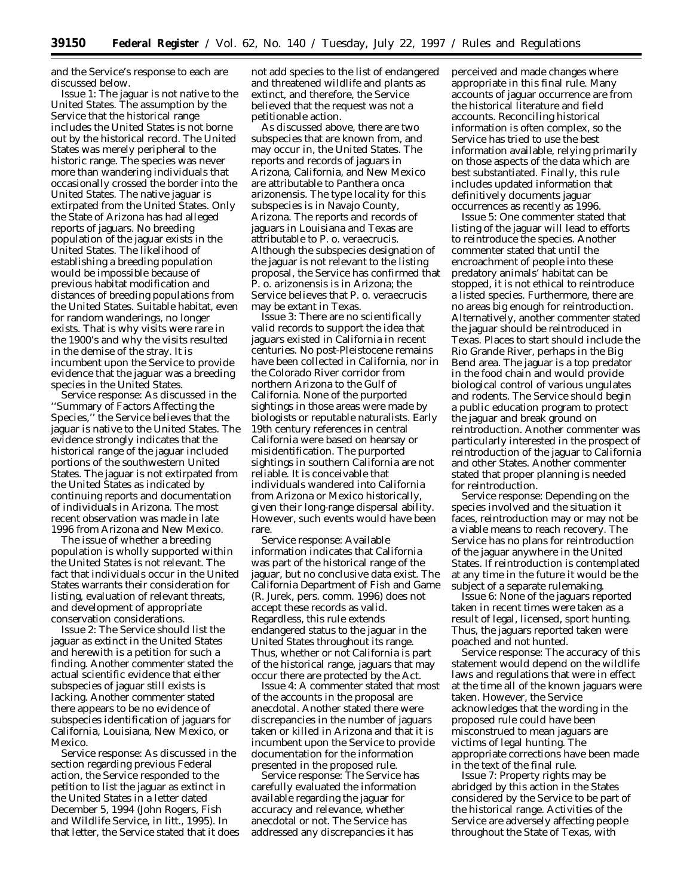and the Service's response to each are discussed below.

Issue 1: The jaguar is not native to the United States. The assumption by the Service that the historical range includes the United States is not borne out by the historical record. The United States was merely peripheral to the historic range. The species was never more than wandering individuals that occasionally crossed the border into the United States. The native jaguar is extirpated from the United States. Only the State of Arizona has had alleged reports of jaguars. No breeding population of the jaguar exists in the United States. The likelihood of establishing a breeding population would be impossible because of previous habitat modification and distances of breeding populations from the United States. Suitable habitat, even for random wanderings, no longer exists. That is why visits were rare in the 1900's and why the visits resulted in the demise of the stray. It is incumbent upon the Service to provide evidence that the jaguar was a breeding species in the United States.

Service response: As discussed in the ''Summary of Factors Affecting the Species,'' the Service believes that the jaguar is native to the United States. The evidence strongly indicates that the historical range of the jaguar included portions of the southwestern United States. The jaguar is not extirpated from the United States as indicated by continuing reports and documentation of individuals in Arizona. The most recent observation was made in late 1996 from Arizona and New Mexico.

The issue of whether a breeding population is wholly supported within the United States is not relevant. The fact that individuals occur in the United States warrants their consideration for listing, evaluation of relevant threats, and development of appropriate conservation considerations.

Issue 2: The Service should list the jaguar as extinct in the United States and herewith is a petition for such a finding. Another commenter stated the actual scientific evidence that either subspecies of jaguar still exists is lacking. Another commenter stated there appears to be no evidence of subspecies identification of jaguars for California, Louisiana, New Mexico, or Mexico.

Service response: As discussed in the section regarding previous Federal action, the Service responded to the petition to list the jaguar as extinct in the United States in a letter dated December 5, 1994 (John Rogers, Fish and Wildlife Service, *in litt.*, 1995). In that letter, the Service stated that it does not add species to the list of endangered and threatened wildlife and plants as extinct, and therefore, the Service believed that the request was not a petitionable action.

As discussed above, there are two subspecies that are known from, and may occur in, the United States. The reports and records of jaguars in Arizona, California, and New Mexico are attributable to *Panthera onca arizonensis*. The type locality for this subspecies is in Navajo County, Arizona. The reports and records of jaguars in Louisiana and Texas are attributable to *P. o. veraecrucis*. Although the subspecies designation of the jaguar is not relevant to the listing proposal, the Service has confirmed that *P. o. arizonensis* is in Arizona; the Service believes that *P. o. veraecrucis* may be extant in Texas.

Issue 3: There are no scientifically valid records to support the idea that jaguars existed in California in recent centuries. No post-Pleistocene remains have been collected in California, nor in the Colorado River corridor from northern Arizona to the Gulf of California. None of the purported sightings in those areas were made by biologists or reputable naturalists. Early 19th century references in central California were based on hearsay or misidentification. The purported sightings in southern California are not reliable. It is conceivable that individuals wandered into California from Arizona or Mexico historically, given their long-range dispersal ability. However, such events would have been rare.

Service response: Available information indicates that California was part of the historical range of the jaguar, but no conclusive data exist. The California Department of Fish and Game (R. Jurek, pers. comm. 1996) does not accept these records as valid. Regardless, this rule extends endangered status to the jaguar in the United States throughout its range. Thus, whether or not California is part of the historical range, jaguars that may occur there are protected by the Act.

Issue 4: A commenter stated that most of the accounts in the proposal are anecdotal. Another stated there were discrepancies in the number of jaguars taken or killed in Arizona and that it is incumbent upon the Service to provide documentation for the information presented in the proposed rule.

Service response: The Service has carefully evaluated the information available regarding the jaguar for accuracy and relevance, whether anecdotal or not. The Service has addressed any discrepancies it has perceived and made changes where appropriate in this final rule. Many accounts of jaguar occurrence are from the historical literature and field accounts. Reconciling historical information is often complex, so the Service has tried to use the best information available, relying primarily on those aspects of the data which are best substantiated. Finally, this rule includes updated information that definitively documents jaguar occurrences as recently as 1996.

Issue 5: One commenter stated that listing of the jaguar will lead to efforts to reintroduce the species. Another commenter stated that until the encroachment of people into these predatory animals' habitat can be stopped, it is not ethical to reintroduce a listed species. Furthermore, there are no areas big enough for reintroduction. Alternatively, another commenter stated the jaguar should be reintroduced in Texas. Places to start should include the Rio Grande River, perhaps in the Big Bend area. The jaguar is a top predator in the food chain and would provide biological control of various ungulates and rodents. The Service should begin a public education program to protect the jaguar and break ground on reintroduction. Another commenter was particularly interested in the prospect of reintroduction of the jaguar to California and other States. Another commenter stated that proper planning is needed for reintroduction.

Service response: Depending on the species involved and the situation it faces, reintroduction may or may not be a viable means to reach recovery. The Service has no plans for reintroduction of the jaguar anywhere in the United States. If reintroduction is contemplated at any time in the future it would be the subject of a separate rulemaking.

Issue 6: None of the jaguars reported taken in recent times were taken as a result of legal, licensed, sport hunting. Thus, the jaguars reported taken were poached and not hunted.

Service response: The accuracy of this statement would depend on the wildlife laws and regulations that were in effect at the time all of the known jaguars were taken. However, the Service acknowledges that the wording in the proposed rule could have been misconstrued to mean jaguars are victims of legal hunting. The appropriate corrections have been made in the text of the final rule.

Issue 7: Property rights may be abridged by this action in the States considered by the Service to be part of the historical range. Activities of the Service are adversely affecting people throughout the State of Texas, with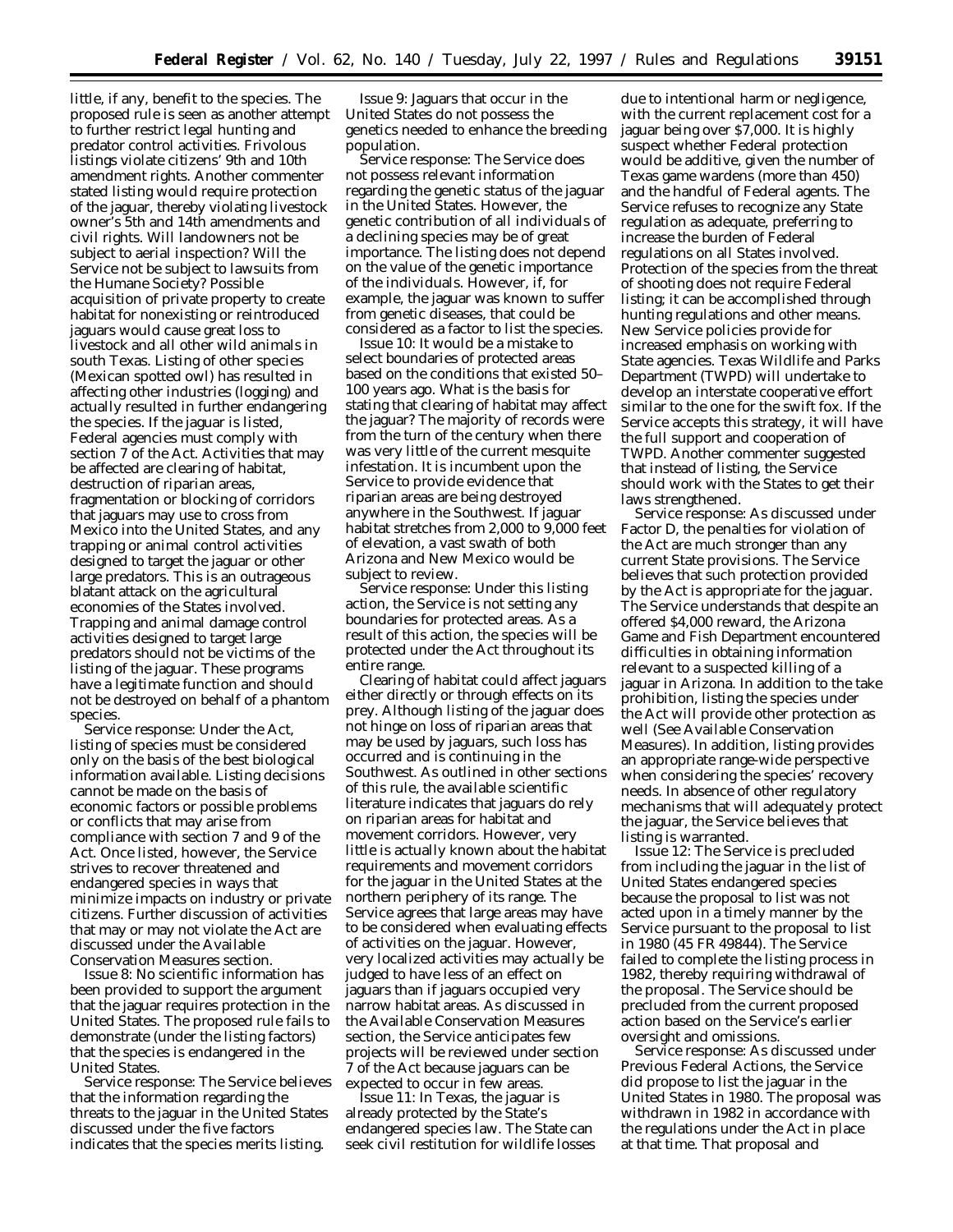little, if any, benefit to the species. The proposed rule is seen as another attempt to further restrict legal hunting and predator control activities. Frivolous listings violate citizens' 9th and 10th amendment rights. Another commenter stated listing would require protection of the jaguar, thereby violating livestock owner's 5th and 14th amendments and civil rights. Will landowners not be subject to aerial inspection? Will the Service not be subject to lawsuits from the Humane Society? Possible acquisition of private property to create habitat for nonexisting or reintroduced jaguars would cause great loss to livestock and all other wild animals in south Texas. Listing of other species (Mexican spotted owl) has resulted in affecting other industries (logging) and actually resulted in further endangering the species. If the jaguar is listed, Federal agencies must comply with section 7 of the Act. Activities that may be affected are clearing of habitat, destruction of riparian areas, fragmentation or blocking of corridors that jaguars may use to cross from Mexico into the United States, and any trapping or animal control activities designed to target the jaguar or other large predators. This is an outrageous blatant attack on the agricultural economies of the States involved. Trapping and animal damage control activities designed to target large predators should not be victims of the listing of the jaguar. These programs have a legitimate function and should not be destroyed on behalf of a phantom species.

*Service response:* Under the Act, listing of species must be considered only on the basis of the best biological information available. Listing decisions cannot be made on the basis of economic factors or possible problems or conflicts that may arise from compliance with section 7 and 9 of the Act. Once listed, however, the Service strives to recover threatened and endangered species in ways that minimize impacts on industry or private citizens. Further discussion of activities that may or may not violate the Act are discussed under the Available Conservation Measures section.

*Issue 8:* No scientific information has been provided to support the argument that the jaguar requires protection in the United States. The proposed rule fails to demonstrate (under the listing factors) that the species is endangered in the United States.

*Service response:* The Service believes that the information regarding the threats to the jaguar in the United States discussed under the five factors indicates that the species merits listing.

*Issue 9:* Jaguars that occur in the United States do not possess the genetics needed to enhance the breeding population.

*Service response:* The Service does not possess relevant information regarding the genetic status of the jaguar in the United States. However, the genetic contribution of all individuals of a declining species may be of great importance. The listing does not depend on the value of the genetic importance of the individuals. However, if, for example, the jaguar was known to suffer from genetic diseases, that could be considered as a factor to list the species.

*Issue 10:* It would be a mistake to select boundaries of protected areas based on the conditions that existed 50–100 years ago. What is the basis for stating that clearing of habitat may affect the jaguar? The majority of records were from the turn of the century when there was very little of the current mesquite infestation. It is incumbent upon the Service to provide evidence that riparian areas are being destroyed anywhere in the Southwest. If jaguar habitat stretches from 2,000 to 9,000 feet of elevation, a vast swath of both Arizona and New Mexico would be subject to review.

*Service response:* Under this listing action, the Service is not setting any boundaries for protected areas. As a result of this action, the species will be protected under the Act throughout its entire range.

Clearing of habitat could affect jaguars either directly or through effects on its prey. Although listing of the jaguar does not hinge on loss of riparian areas that may be used by jaguars, such loss has occurred and is continuing in the Southwest. As outlined in other sections of this rule, the available scientific literature indicates that jaguars do rely on riparian areas for habitat and movement corridors. However, very little is actually known about the habitat requirements and movement corridors for the jaguar in the United States at the northern periphery of its range. The Service agrees that large areas may have to be considered when evaluating effects of activities on the jaguar. However, very localized activities may actually be judged to have less of an effect on jaguars than if jaguars occupied very narrow habitat areas. As discussed in the Available Conservation Measures section, the Service anticipates few projects will be reviewed under section 7 of the Act because jaguars can be expected to occur in few areas.

*Issue 11:* In Texas, the jaguar is already protected by the State's endangered species law. The State can seek civil restitution for wildlife losses due to intentional harm or negligence, with the current replacement cost for a jaguar being over $7,000. It is highly suspect whether Federal protection would be additive, given the number of Texas game wardens (more than 450) and the handful of Federal agents. The Service refuses to recognize any State regulation as adequate, preferring to increase the burden of Federal regulations on all States involved. Protection of the species from the threat of shooting does not require Federal listing; it can be accomplished through hunting regulations and other means. New Service policies provide for increased emphasis on working with State agencies. Texas Wildlife and Parks Department (TWPD) will undertake to develop an interstate cooperative effort similar to the one for the swift fox. If the Service accepts this strategy, it will have the full support and cooperation of TWPD. Another commenter suggested that instead of listing, the Service should work with the States to get their laws strengthened.

*Service response:* As discussed under Factor D, the penalties for violation of the Act are much stronger than any current State provisions. The Service believes that such protection provided by the Act is appropriate for the jaguar. The Service understands that despite an offered $4,000 reward, the Arizona Game and Fish Department encountered difficulties in obtaining information relevant to a suspected killing of a jaguar in Arizona. In addition to the take prohibition, listing the species under the Act will provide other protection as well (See Available Conservation Measures). In addition, listing provides an appropriate range-wide perspective when considering the species' recovery needs. In absence of other regulatory mechanisms that will adequately protect the jaguar, the Service believes that listing is warranted.

*Issue 12:* The Service is precluded from including the jaguar in the list of United States endangered species because the proposal to list was not acted upon in a timely manner by the Service pursuant to the proposal to list in 1980 (45 FR 49844). The Service failed to complete the listing process in 1982, thereby requiring withdrawal of the proposal. The Service should be precluded from the current proposed action based on the Service's earlier oversight and omissions.

*Service response:* As discussed under Previous Federal Actions, the Service did propose to list the jaguar in the United States in 1980. The proposal was withdrawn in 1982 in accordance with the regulations under the Act in place at that time. That proposal and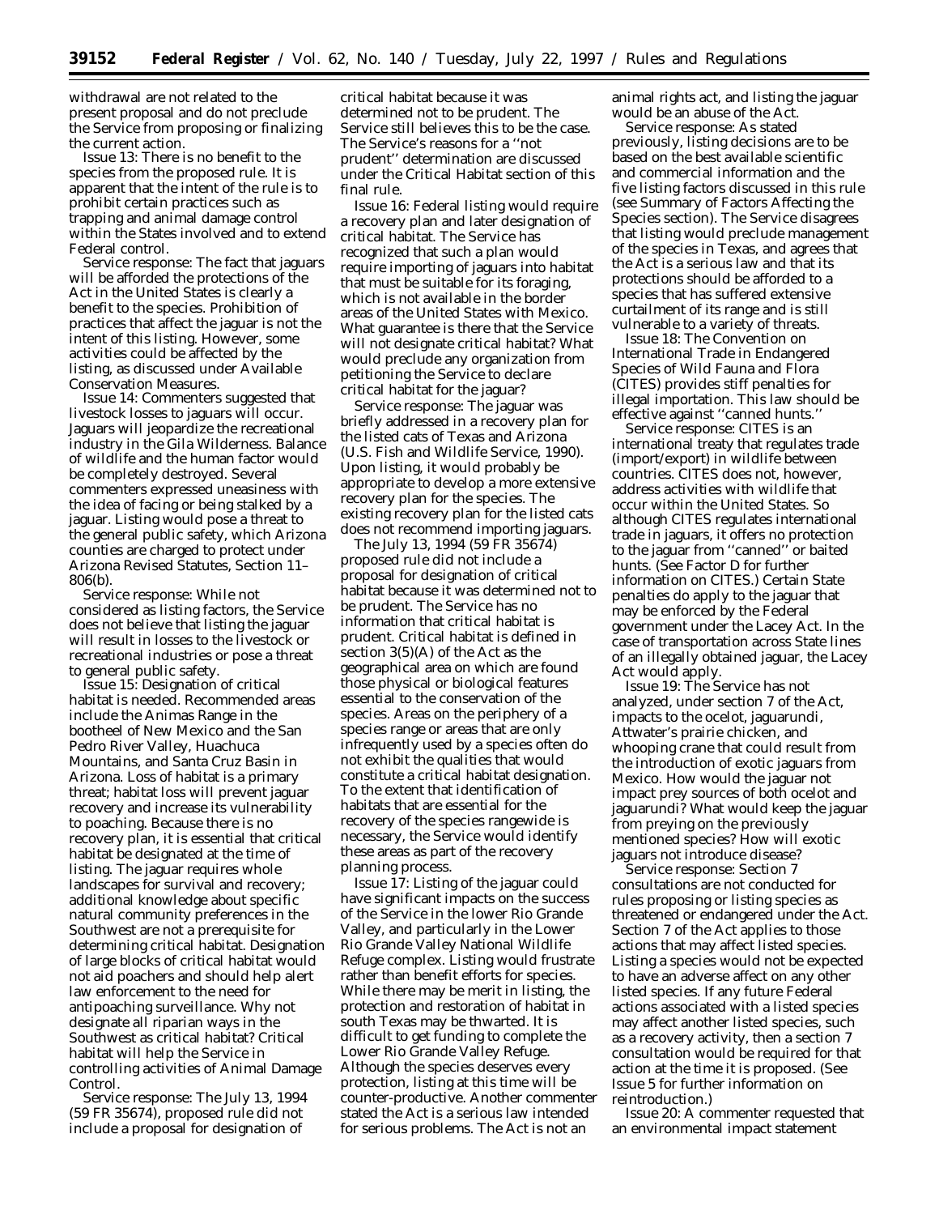withdrawal are not related to the present proposal and do not preclude the Service from proposing or finalizing the current action.

Issue 13: There is no benefit to the species from the proposed rule. It is apparent that the intent of the rule is to prohibit certain practices such as trapping and animal damage control within the States involved and to extend Federal control.

Service response: The fact that jaguars will be afforded the protections of the Act in the United States is clearly a benefit to the species. Prohibition of practices that affect the jaguar is not the intent of this listing. However, some activities could be affected by the listing, as discussed under Available Conservation Measures.

Issue 14: Commenters suggested that livestock losses to jaguars will occur. Jaguars will jeopardize the recreational industry in the Gila Wilderness. Balance of wildlife and the human factor would be completely destroyed. Several commenters expressed uneasiness with the idea of facing or being stalked by a jaguar. Listing would pose a threat to the general public safety, which Arizona counties are charged to protect under Arizona Revised Statutes, Section 11–806(b).

Service response: While not considered as listing factors, the Service does not believe that listing the jaguar will result in losses to the livestock or recreational industries or pose a threat to general public safety.

Issue 15: Designation of critical habitat is needed. Recommended areas include the Animas Range in the bootheel of New Mexico and the San Pedro River Valley, Huachuca Mountains, and Santa Cruz Basin in Arizona. Loss of habitat is a primary threat; habitat loss will prevent jaguar recovery and increase its vulnerability to poaching. Because there is no recovery plan, it is essential that critical habitat be designated at the time of listing. The jaguar requires whole landscapes for survival and recovery; additional knowledge about specific natural community preferences in the Southwest are not a prerequisite for determining critical habitat. Designation of large blocks of critical habitat would not aid poachers and should help alert law enforcement to the need for antipoaching surveillance. Why not designate all riparian ways in the Southwest as critical habitat? Critical habitat will help the Service in controlling activities of Animal Damage Control.

Service response: The July 13, 1994 (59 FR 35674), proposed rule did not include a proposal for designation of critical habitat because it was determined not to be prudent. The Service still believes this to be the case. The Service's reasons for a ''not prudent'' determination are discussed under the Critical Habitat section of this final rule.

Issue 16: Federal listing would require a recovery plan and later designation of critical habitat. The Service has recognized that such a plan would require importing of jaguars into habitat that must be suitable for its foraging, which is not available in the border areas of the United States with Mexico. What guarantee is there that the Service will not designate critical habitat? What would preclude any organization from petitioning the Service to declare critical habitat for the jaguar?

Service response: The jaguar was briefly addressed in a recovery plan for the listed cats of Texas and Arizona (U.S. Fish and Wildlife Service, 1990). Upon listing, it would probably be appropriate to develop a more extensive recovery plan for the species. The existing recovery plan for the listed cats does not recommend importing jaguars.

The July 13, 1994 (59 FR 35674) proposed rule did not include a proposal for designation of critical habitat because it was determined not to be prudent. The Service has no information that critical habitat is prudent. Critical habitat is defined in section 3(5)(A) of the Act as the geographical area on which are found those physical or biological features essential to the conservation of the species. Areas on the periphery of a species range or areas that are only infrequently used by a species often do not exhibit the qualities that would constitute a critical habitat designation. To the extent that identification of habitats that are essential for the recovery of the species rangewide is necessary, the Service would identify these areas as part of the recovery planning process.

Issue 17: Listing of the jaguar could have significant impacts on the success of the Service in the lower Rio Grande Valley, and particularly in the Lower Rio Grande Valley National Wildlife Refuge complex. Listing would frustrate rather than benefit efforts for species. While there may be merit in listing, the protection and restoration of habitat in south Texas may be thwarted. It is difficult to get funding to complete the Lower Rio Grande Valley Refuge. Although the species deserves every protection, listing at this time will be counter-productive. Another commenter stated the Act is a serious law intended for serious problems. The Act is not an animal rights act, and listing the jaguar would be an abuse of the Act.

Service response: As stated previously, listing decisions are to be based on the best available scientific and commercial information and the five listing factors discussed in this rule (see Summary of Factors Affecting the Species section). The Service disagrees that listing would preclude management of the species in Texas, and agrees that the Act is a serious law and that its protections should be afforded to a species that has suffered extensive curtailment of its range and is still vulnerable to a variety of threats.

Issue 18: The Convention on International Trade in Endangered Species of Wild Fauna and Flora (CITES) provides stiff penalties for illegal importation. This law should be effective against ''canned hunts.''

Service response: CITES is an international treaty that regulates trade (import/export) in wildlife between countries. CITES does not, however, address activities with wildlife that occur within the United States. So although CITES regulates international trade in jaguars, it offers no protection to the jaguar from ''canned'' or baited hunts. (See Factor D for further information on CITES.) Certain State penalties do apply to the jaguar that may be enforced by the Federal government under the Lacey Act. In the case of transportation across State lines of an illegally obtained jaguar, the Lacey Act would apply.

Issue 19: The Service has not analyzed, under section 7 of the Act, impacts to the ocelot, jaguarundi, Attwater's prairie chicken, and whooping crane that could result from the introduction of exotic jaguars from Mexico. How would the jaguar not impact prey sources of both ocelot and jaguarundi? What would keep the jaguar from preying on the previously mentioned species? How will exotic jaguars not introduce disease?

Service response: Section 7 consultations are not conducted for rules proposing or listing species as threatened or endangered under the Act. Section 7 of the Act applies to those actions that may affect listed species. Listing a species would not be expected to have an adverse affect on any other listed species. If any future Federal actions associated with a listed species may affect another listed species, such as a recovery activity, then a section 7 consultation would be required for that action at the time it is proposed. (See Issue 5 for further information on reintroduction.)

Issue 20: A commenter requested that an environmental impact statement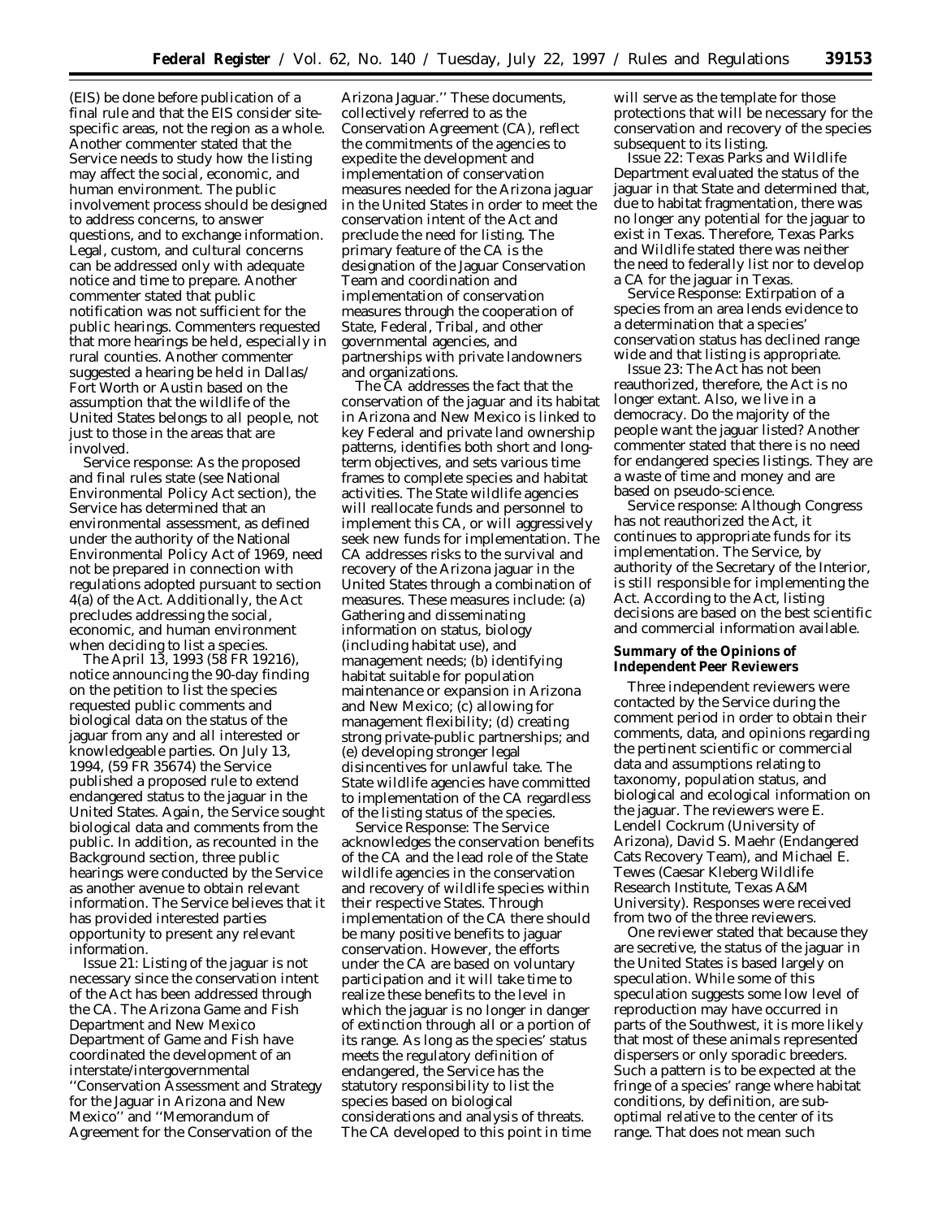(EIS) be done before publication of a final rule and that the EIS consider site-specific areas, not the region as a whole. Another commenter stated that the Service needs to study how the listing may affect the social, economic, and human environment. The public involvement process should be designed to address concerns, to answer questions, and to exchange information. Legal, custom, and cultural concerns can be addressed only with adequate notice and time to prepare. Another commenter stated that public notification was not sufficient for the public hearings. Commenters requested that more hearings be held, especially in rural counties. Another commenter suggested a hearing be held in Dallas/Fort Worth or Austin based on the assumption that the wildlife of the United States belongs to all people, not just to those in the areas that are involved.

Service response: As the proposed and final rules state (see National Environmental Policy Act section), the Service has determined that an environmental assessment, as defined under the authority of the National Environmental Policy Act of 1969, need not be prepared in connection with regulations adopted pursuant to section 4(a) of the Act. Additionally, the Act precludes addressing the social, economic, and human environment when deciding to list a species.

The April 13, 1993 (58 FR 19216), notice announcing the 90-day finding on the petition to list the species requested public comments and biological data on the status of the jaguar from any and all interested or knowledgeable parties. On July 13, 1994, (59 FR 35674) the Service published a proposed rule to extend endangered status to the jaguar in the United States. Again, the Service sought biological data and comments from the public. In addition, as recounted in the Background section, three public hearings were conducted by the Service as another avenue to obtain relevant information. The Service believes that it has provided interested parties opportunity to present any relevant information.

Issue 21: Listing of the jaguar is not necessary since the conservation intent of the Act has been addressed through the CA. The Arizona Game and Fish Department and New Mexico Department of Game and Fish have coordinated the development of an interstate/intergovernmental ''Conservation Assessment and Strategy for the Jaguar in Arizona and New Mexico'' and ''Memorandum of Agreement for the Conservation of the Arizona Jaguar.'' These documents, collectively referred to as the Conservation Agreement (CA), reflect the commitments of the agencies to expedite the development and implementation of conservation measures needed for the Arizona jaguar in the United States in order to meet the conservation intent of the Act and preclude the need for listing. The primary feature of the CA is the designation of the Jaguar Conservation Team and coordination and implementation of conservation measures through the cooperation of State, Federal, Tribal, and other governmental agencies, and partnerships with private landowners and organizations.

The CA addresses the fact that the conservation of the jaguar and its habitat in Arizona and New Mexico is linked to key Federal and private land ownership patterns, identifies both short and long-term objectives, and sets various time frames to complete species and habitat activities. The State wildlife agencies will reallocate funds and personnel to implement this CA, or will aggressively seek new funds for implementation. The CA addresses risks to the survival and recovery of the Arizona jaguar in the United States through a combination of measures. These measures include: (a) Gathering and disseminating information on status, biology (including habitat use), and management needs; (b) identifying habitat suitable for population maintenance or expansion in Arizona and New Mexico; (c) allowing for management flexibility; (d) creating strong private-public partnerships; and (e) developing stronger legal disincentives for unlawful take. The State wildlife agencies have committed to implementation of the CA regardless of the listing status of the species.

Service Response: The Service acknowledges the conservation benefits of the CA and the lead role of the State wildlife agencies in the conservation and recovery of wildlife species within their respective States. Through implementation of the CA there should be many positive benefits to jaguar conservation. However, the efforts under the CA are based on voluntary participation and it will take time to realize these benefits to the level in which the jaguar is no longer in danger of extinction through all or a portion of its range. As long as the species' status meets the regulatory definition of endangered, the Service has the statutory responsibility to list the species based on biological considerations and analysis of threats. The CA developed to this point in time will serve as the template for those protections that will be necessary for the conservation and recovery of the species subsequent to its listing.

Issue 22: Texas Parks and Wildlife Department evaluated the status of the jaguar in that State and determined that, due to habitat fragmentation, there was no longer any potential for the jaguar to exist in Texas. Therefore, Texas Parks and Wildlife stated there was neither the need to federally list nor to develop a CA for the jaguar in Texas.

Service Response: Extirpation of a species from an area lends evidence to a determination that a species' conservation status has declined range wide and that listing is appropriate.

Issue 23: The Act has not been reauthorized, therefore, the Act is no longer extant. Also, we live in a democracy. Do the majority of the people want the jaguar listed? Another commenter stated that there is no need for endangered species listings. They are a waste of time and money and are based on pseudo-science.

Service response: Although Congress has not reauthorized the Act, it continues to appropriate funds for its implementation. The Service, by authority of the Secretary of the Interior, is still responsible for implementing the Act. According to the Act, listing decisions are based on the best scientific and commercial information available.

## Summary of the Opinions of Independent Peer Reviewers

Three independent reviewers were contacted by the Service during the comment period in order to obtain their comments, data, and opinions regarding the pertinent scientific or commercial data and assumptions relating to taxonomy, population status, and biological and ecological information on the jaguar. The reviewers were E. Lendell Cockrum (University of Arizona), David S. Maehr (Endangered Cats Recovery Team), and Michael E. Tewes (Caesar Kleberg Wildlife Research Institute, Texas A&M University). Responses were received from two of the three reviewers.

One reviewer stated that because they are secretive, the status of the jaguar in the United States is based largely on speculation. While some of this speculation suggests some low level of reproduction may have occurred in parts of the Southwest, it is more likely that most of these animals represented dispersers or only sporadic breeders. Such a pattern is to be expected at the fringe of a species' range where habitat conditions, by definition, are sub-optimal relative to the center of its range. That does not mean such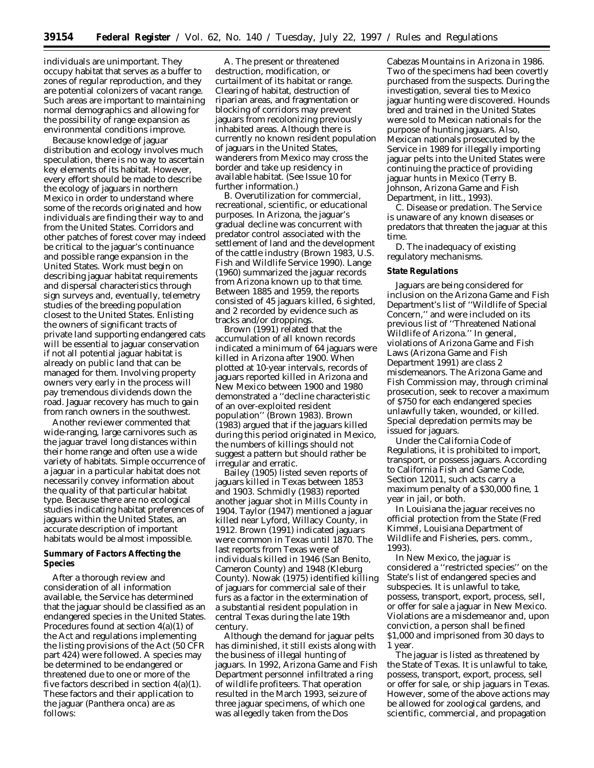individuals are unimportant. They occupy habitat that serves as a buffer to zones of regular reproduction, and they are potential colonizers of vacant range. Such areas are important to maintaining normal demographics and allowing for the possibility of range expansion as environmental conditions improve.

Because knowledge of jaguar distribution and ecology involves much speculation, there is no way to ascertain key elements of its habitat. However, every effort should be made to describe the ecology of jaguars in northern Mexico in order to understand where some of the records originated and how individuals are finding their way to and from the United States. Corridors and other patches of forest cover may indeed be critical to the jaguar's continuance and possible range expansion in the United States. Work must begin on describing jaguar habitat requirements and dispersal characteristics through sign surveys and, eventually, telemetry studies of the breeding population closest to the United States. Enlisting the owners of significant tracts of private land supporting endangered cats will be essential to jaguar conservation if not all potential jaguar habitat is already on public land that can be managed for them. Involving property owners very early in the process will pay tremendous dividends down the road. Jaguar recovery has much to gain from ranch owners in the southwest.

Another reviewer commented that wide-ranging, large carnivores such as the jaguar travel long distances within their home range and often use a wide variety of habitats. Simple occurrence of a jaguar in a particular habitat does not necessarily convey information about the quality of that particular habitat type. Because there are no ecological studies indicating habitat preferences of jaguars within the United States, an accurate description of important habitats would be almost impossible.

**Summary of Factors Affecting the Species**

After a thorough review and consideration of all information available, the Service has determined that the jaguar should be classified as an endangered species in the United States. Procedures found at section 4(a)(1) of the Act and regulations implementing the listing provisions of the Act (50 CFR part 424) were followed. A species may be determined to be endangered or threatened due to one or more of the five factors described in section 4(a)(1). These factors and their application to the jaguar (*Panthera onca*) are as follows:

*A. The present or threatened destruction, modification, or curtailment of its habitat or range.* Clearing of habitat, destruction of riparian areas, and fragmentation or blocking of corridors may prevent jaguars from recolonizing previously inhabited areas. Although there is currently no known resident population of jaguars in the United States, wanderers from Mexico may cross the border and take up residency in available habitat. (See Issue 10 for further information.)

*B. Overutilization for commercial, recreational, scientific, or educational purposes.* In Arizona, the jaguar's gradual decline was concurrent with predator control associated with the settlement of land and the development of the cattle industry (Brown 1983, U.S. Fish and Wildlife Service 1990). Lange (1960) summarized the jaguar records from Arizona known up to that time. Between 1885 and 1959, the reports consisted of 45 jaguars killed, 6 sighted, and 2 recorded by evidence such as tracks and/or droppings.

Brown (1991) related that the accumulation of all known records indicated a minimum of 64 jaguars were killed in Arizona after 1900. When plotted at 10-year intervals, records of jaguars reported killed in Arizona and New Mexico between 1900 and 1980 demonstrated a ''decline characteristic of an over-exploited resident population'' (Brown 1983). Brown (1983) argued that if the jaguars killed during this period originated in Mexico, the numbers of killings should not suggest a pattern but should rather be irregular and erratic.

Bailey (1905) listed seven reports of jaguars killed in Texas between 1853 and 1903. Schmidly (1983) reported another jaguar shot in Mills County in 1904. Taylor (1947) mentioned a jaguar killed near Lyford, Willacy County, in 1912. Brown (1991) indicated jaguars were common in Texas until 1870. The last reports from Texas were of individuals killed in 1946 (San Benito, Cameron County) and 1948 (Kleburg County). Nowak (1975) identified killing of jaguars for commercial sale of their furs as a factor in the extermination of a substantial resident population in central Texas during the late 19th century.

Although the demand for jaguar pelts has diminished, it still exists along with the business of illegal hunting of jaguars. In 1992, Arizona Game and Fish Department personnel infiltrated a ring of wildlife profiteers. That operation resulted in the March 1993, seizure of three jaguar specimens, of which one was allegedly taken from the Dos Cabezas Mountains in Arizona in 1986. Two of the specimens had been covertly purchased from the suspects. During the investigation, several ties to Mexico jaguar hunting were discovered. Hounds bred and trained in the United States were sold to Mexican nationals for the purpose of hunting jaguars. Also, Mexican nationals prosecuted by the Service in 1989 for illegally importing jaguar pelts into the United States were continuing the practice of providing jaguar hunts in Mexico (Terry B. Johnson, Arizona Game and Fish Department, *in litt.*, 1993).

*C. Disease or predation.* The Service is unaware of any known diseases or predators that threaten the jaguar at this time.

*D. The inadequacy of existing regulatory mechanisms.*

**State Regulations**

Jaguars are being considered for inclusion on the Arizona Game and Fish Department's list of ''Wildlife of Special Concern,'' and were included on its previous list of ''Threatened National Wildlife of Arizona.'' In general, violations of Arizona Game and Fish Laws (Arizona Game and Fish Department 1991) are class 2 misdemeanors. The Arizona Game and Fish Commission may, through criminal prosecution, seek to recover a maximum of $750 for each endangered species unlawfully taken, wounded, or killed. Special depredation permits may be issued for jaguars.

Under the California Code of Regulations, it is prohibited to import, transport, or possess jaguars. According to California Fish and Game Code, Section 12011, such acts carry a maximum penalty of a $30,000 fine, 1 year in jail, or both.

In Louisiana the jaguar receives no official protection from the State (Fred Kimmel, Louisiana Department of Wildlife and Fisheries, pers. comm., 1993).

In New Mexico, the jaguar is considered a ''restricted species'' on the State's list of endangered species and subspecies. It is unlawful to take, possess, transport, export, process, sell, or offer for sale a jaguar in New Mexico. Violations are a misdemeanor and, upon conviction, a person shall be fined $1,000 and imprisoned from 30 days to 1 year.

The jaguar is listed as threatened by the State of Texas. It is unlawful to take, possess, transport, export, process, sell or offer for sale, or ship jaguars in Texas. However, some of the above actions may be allowed for zoological gardens, and scientific, commercial, and propagation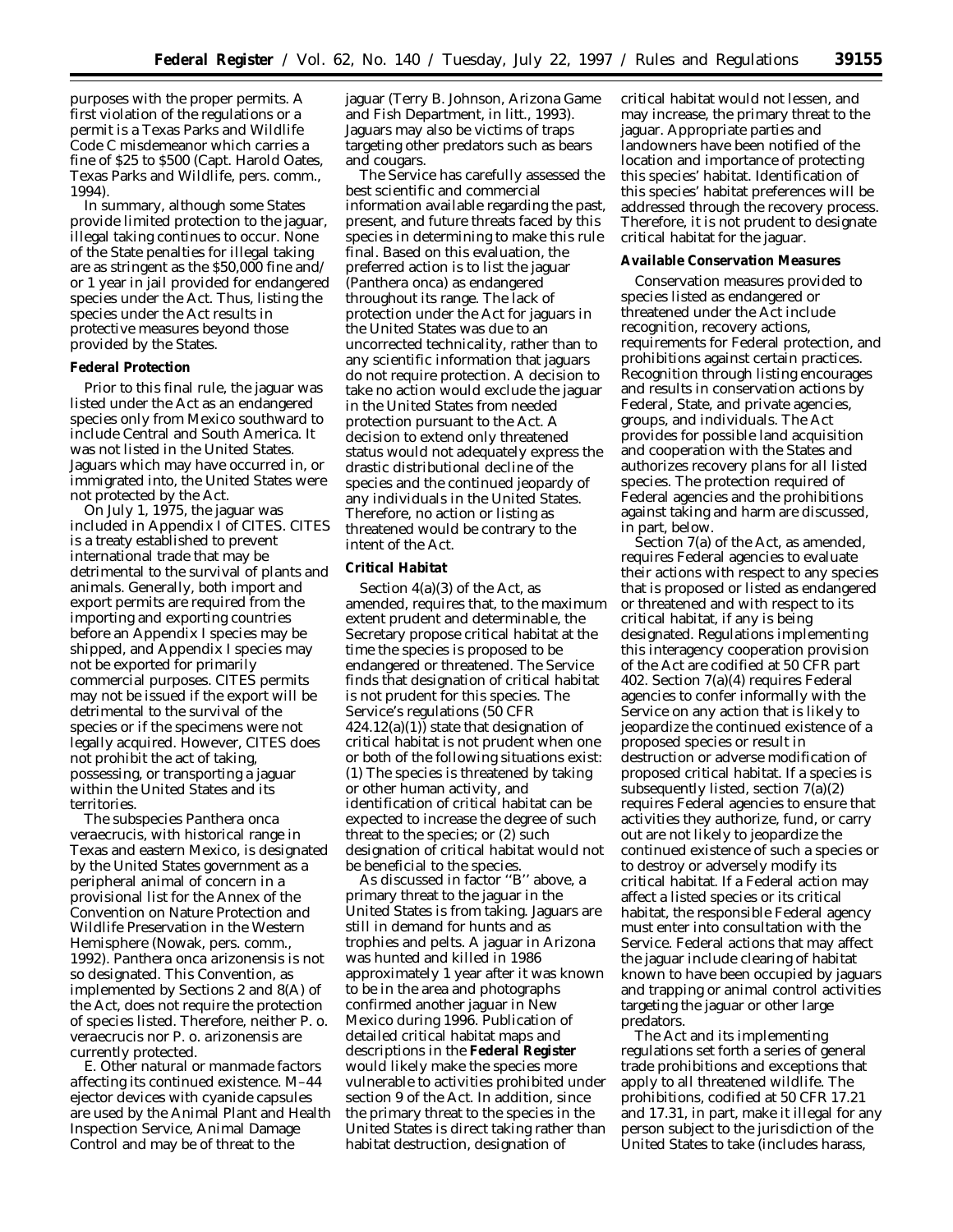purposes with the proper permits. A first violation of the regulations or a permit is a Texas Parks and Wildlife Code C misdemeanor which carries a fine of $25 to $500 (Capt. Harold Oates, Texas Parks and Wildlife, pers. comm., 1994).

In summary, although some States provide limited protection to the jaguar, illegal taking continues to occur. None of the State penalties for illegal taking are as stringent as the $50,000 fine and/or 1 year in jail provided for endangered species under the Act. Thus, listing the species under the Act results in protective measures beyond those provided by the States.

**Federal Protection**

Prior to this final rule, the jaguar was listed under the Act as an endangered species only from Mexico southward to include Central and South America. It was not listed in the United States. Jaguars which may have occurred in, or immigrated into, the United States were not protected by the Act.

On July 1, 1975, the jaguar was included in Appendix I of CITES. CITES is a treaty established to prevent international trade that may be detrimental to the survival of plants and animals. Generally, both import and export permits are required from the importing and exporting countries before an Appendix I species may be shipped, and Appendix I species may not be exported for primarily commercial purposes. CITES permits may not be issued if the export will be detrimental to the survival of the species or if the specimens were not legally acquired. However, CITES does not prohibit the act of taking, possessing, or transporting a jaguar within the United States and its territories.

The subspecies *Panthera onca veraecrucis*, with historical range in Texas and eastern Mexico, is designated by the United States government as a peripheral animal of concern in a provisional list for the Annex of the Convention on Nature Protection and Wildlife Preservation in the Western Hemisphere (Nowak, pers. comm., 1992). *Panthera onca arizonensis* is not so designated. This Convention, as implemented by Sections 2 and 8(A) of the Act, does not require the protection of species listed. Therefore, neither *P. o. veraecrucis* nor *P. o. arizonensis* are currently protected.

E. *Other natural or manmade factors affecting its continued existence.* M–44 ejector devices with cyanide capsules are used by the Animal Plant and Health Inspection Service, Animal Damage Control and may be of threat to the jaguar (Terry B. Johnson, Arizona Game and Fish Department, in litt., 1993). Jaguars may also be victims of traps targeting other predators such as bears and cougars.

The Service has carefully assessed the best scientific and commercial information available regarding the past, present, and future threats faced by this species in determining to make this rule final. Based on this evaluation, the preferred action is to list the jaguar (*Panthera onca*) as endangered throughout its range. The lack of protection under the Act for jaguars in the United States was due to an uncorrected technicality, rather than to any scientific information that jaguars do not require protection. A decision to take no action would exclude the jaguar in the United States from needed protection pursuant to the Act. A decision to extend only threatened status would not adequately express the drastic distributional decline of the species and the continued jeopardy of any individuals in the United States. Therefore, no action or listing as threatened would be contrary to the intent of the Act.

**Critical Habitat**

Section 4(a)(3) of the Act, as amended, requires that, to the maximum extent prudent and determinable, the Secretary propose critical habitat at the time the species is proposed to be endangered or threatened. The Service finds that designation of critical habitat is not prudent for this species. The Service's regulations (50 CFR 424.12(a)(1)) state that designation of critical habitat is not prudent when one or both of the following situations exist: (1) The species is threatened by taking or other human activity, and identification of critical habitat can be expected to increase the degree of such threat to the species; or (2) such designation of critical habitat would not be beneficial to the species.

As discussed in factor "B" above, a primary threat to the jaguar in the United States is from taking. Jaguars are still in demand for hunts and as trophies and pelts. A jaguar in Arizona was hunted and killed in 1986 approximately 1 year after it was known to be in the area and photographs confirmed another jaguar in New Mexico during 1996. Publication of detailed critical habitat maps and descriptions in the **Federal Register** would likely make the species more vulnerable to activities prohibited under section 9 of the Act. In addition, since the primary threat to the species in the United States is direct taking rather than habitat destruction, designation of critical habitat would not lessen, and may increase, the primary threat to the jaguar. Appropriate parties and landowners have been notified of the location and importance of protecting this species' habitat. Identification of this species' habitat preferences will be addressed through the recovery process. Therefore, it is not prudent to designate critical habitat for the jaguar.

**Available Conservation Measures**

Conservation measures provided to species listed as endangered or threatened under the Act include recognition, recovery actions, requirements for Federal protection, and prohibitions against certain practices. Recognition through listing encourages and results in conservation actions by Federal, State, and private agencies, groups, and individuals. The Act provides for possible land acquisition and cooperation with the States and authorizes recovery plans for all listed species. The protection required of Federal agencies and the prohibitions against taking and harm are discussed, in part, below.

Section 7(a) of the Act, as amended, requires Federal agencies to evaluate their actions with respect to any species that is proposed or listed as endangered or threatened and with respect to its critical habitat, if any is being designated. Regulations implementing this interagency cooperation provision of the Act are codified at 50 CFR part 402. Section 7(a)(4) requires Federal agencies to confer informally with the Service on any action that is likely to jeopardize the continued existence of a proposed species or result in destruction or adverse modification of proposed critical habitat. If a species is subsequently listed, section 7(a)(2) requires Federal agencies to ensure that activities they authorize, fund, or carry out are not likely to jeopardize the continued existence of such a species or to destroy or adversely modify its critical habitat. If a Federal action may affect a listed species or its critical habitat, the responsible Federal agency must enter into consultation with the Service. Federal actions that may affect the jaguar include clearing of habitat known to have been occupied by jaguars and trapping or animal control activities targeting the jaguar or other large predators.

The Act and its implementing regulations set forth a series of general trade prohibitions and exceptions that apply to all threatened wildlife. The prohibitions, codified at 50 CFR 17.21 and 17.31, in part, make it illegal for any person subject to the jurisdiction of the United States to take (includes harass,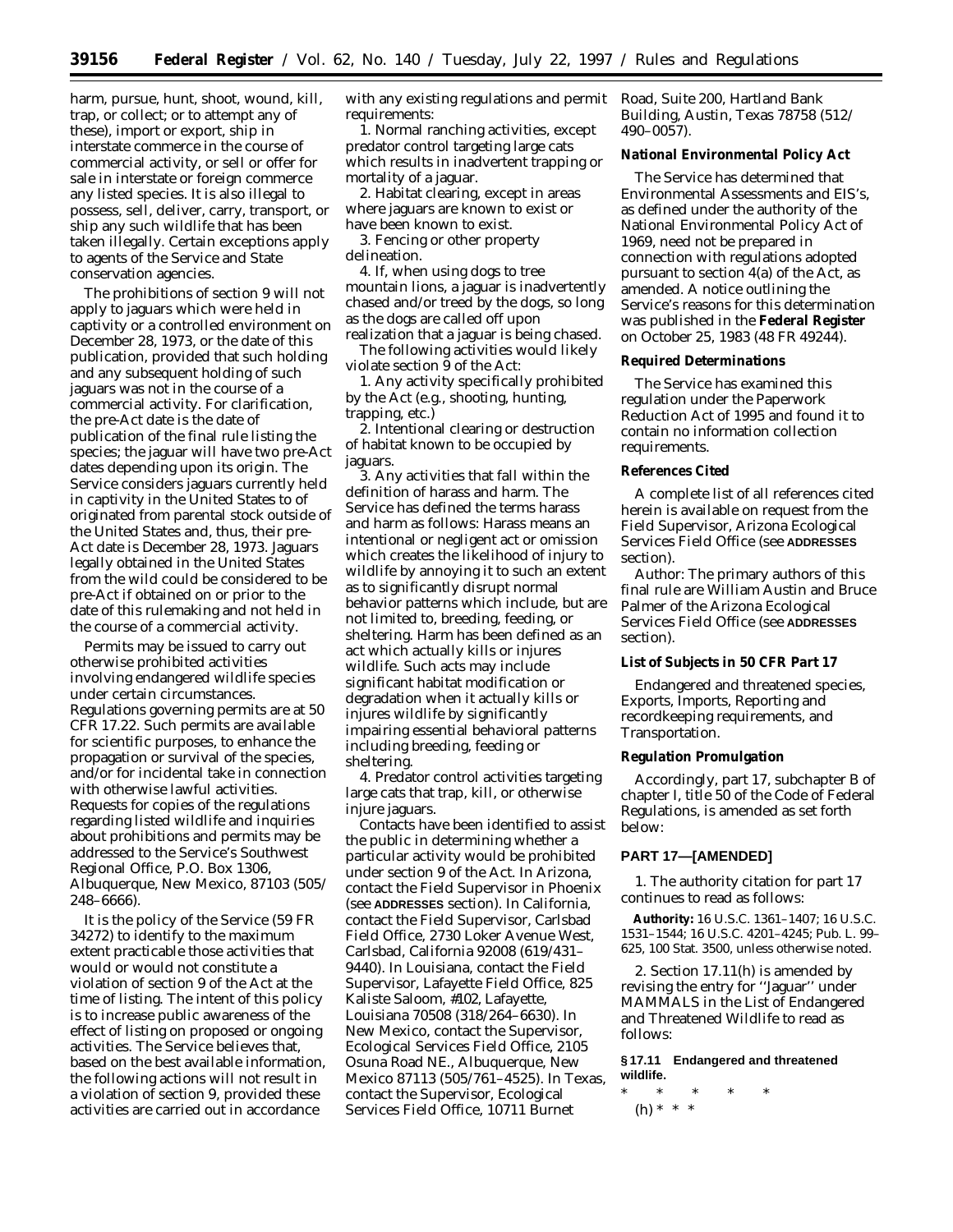harm, pursue, hunt, shoot, wound, kill, trap, or collect; or to attempt any of these), import or export, ship in interstate commerce in the course of commercial activity, or sell or offer for sale in interstate or foreign commerce any listed species. It is also illegal to possess, sell, deliver, carry, transport, or ship any such wildlife that has been taken illegally. Certain exceptions apply to agents of the Service and State conservation agencies.

The prohibitions of section 9 will not apply to jaguars which were held in captivity or a controlled environment on December 28, 1973, or the date of this publication, provided that such holding and any subsequent holding of such jaguars was not in the course of a commercial activity. For clarification, the pre-Act date is the date of publication of the final rule listing the species; the jaguar will have two pre-Act dates depending upon its origin. The Service considers jaguars currently held in captivity in the United States to of originated from parental stock outside of the United States and, thus, their pre-Act date is December 28, 1973. Jaguars legally obtained in the United States from the wild could be considered to be pre-Act if obtained on or prior to the date of this rulemaking and not held in the course of a commercial activity.

Permits may be issued to carry out otherwise prohibited activities involving endangered wildlife species under certain circumstances. Regulations governing permits are at 50 CFR 17.22. Such permits are available for scientific purposes, to enhance the propagation or survival of the species, and/or for incidental take in connection with otherwise lawful activities. Requests for copies of the regulations regarding listed wildlife and inquiries about prohibitions and permits may be addressed to the Service's Southwest Regional Office, P.O. Box 1306, Albuquerque, New Mexico, 87103 (505/248–6666).

It is the policy of the Service (59 FR 34272) to identify to the maximum extent practicable those activities that would or would not constitute a violation of section 9 of the Act at the time of listing. The intent of this policy is to increase public awareness of the effect of listing on proposed or ongoing activities. The Service believes that, based on the best available information, the following actions will not result in a violation of section 9, provided these activities are carried out in accordance with any existing regulations and permit requirements:

1. Normal ranching activities, except predator control targeting large cats which results in inadvertent trapping or mortality of a jaguar.

2. Habitat clearing, except in areas where jaguars are known to exist or have been known to exist.

3. Fencing or other property delineation.

4. If, when using dogs to tree mountain lions, a jaguar is inadvertently chased and/or treed by the dogs, so long as the dogs are called off upon realization that a jaguar is being chased.

The following activities would likely violate section 9 of the Act:

1. Any activity specifically prohibited by the Act (e.g., shooting, hunting, trapping, etc.)

2. Intentional clearing or destruction of habitat known to be occupied by jaguars.

3. Any activities that fall within the definition of harass and harm. The Service has defined the terms harass and harm as follows: Harass means an intentional or negligent act or omission which creates the likelihood of injury to wildlife by annoying it to such an extent as to significantly disrupt normal behavior patterns which include, but are not limited to, breeding, feeding, or sheltering. Harm has been defined as an act which actually kills or injures wildlife. Such acts may include significant habitat modification or degradation when it actually kills or injures wildlife by significantly impairing essential behavioral patterns including breeding, feeding or sheltering.

4. Predator control activities targeting large cats that trap, kill, or otherwise injure jaguars.

Contacts have been identified to assist the public in determining whether a particular activity would be prohibited under section 9 of the Act. In Arizona, contact the Field Supervisor in Phoenix (see **ADDRESSES** section). In California, contact the Field Supervisor, Carlsbad Field Office, 2730 Loker Avenue West, Carlsbad, California 92008 (619/431–9440). In Louisiana, contact the Field Supervisor, Lafayette Field Office, 825 Kaliste Saloom, #102, Lafayette, Louisiana 70508 (318/264–6630). In New Mexico, contact the Supervisor, Ecological Services Field Office, 2105 Osuna Road NE., Albuquerque, New Mexico 87113 (505/761–4525). In Texas, contact the Supervisor, Ecological Services Field Office, 10711 Burnet Road, Suite 200, Hartland Bank Building, Austin, Texas 78758 (512/490–0057).

### National Environmental Policy Act

The Service has determined that Environmental Assessments and EIS's, as defined under the authority of the National Environmental Policy Act of 1969, need not be prepared in connection with regulations adopted pursuant to section 4(a) of the Act, as amended. A notice outlining the Service's reasons for this determination was published in the **Federal Register** on October 25, 1983 (48 FR 49244).

### Required Determinations

The Service has examined this regulation under the Paperwork Reduction Act of 1995 and found it to contain no information collection requirements.

### References Cited

A complete list of all references cited herein is available on request from the Field Supervisor, Arizona Ecological Services Field Office (see **ADDRESSES** section).

Author: The primary authors of this final rule are William Austin and Bruce Palmer of the Arizona Ecological Services Field Office (see **ADDRESSES** section).

### List of Subjects in 50 CFR Part 17

Endangered and threatened species, Exports, Imports, Reporting and recordkeeping requirements, and Transportation.

### Regulation Promulgation

Accordingly, part 17, subchapter B of chapter I, title 50 of the Code of Federal Regulations, is amended as set forth below:

## PART 17—[AMENDED]

1. The authority citation for part 17 continues to read as follows:

**Authority:** 16 U.S.C. 1361–1407; 16 U.S.C. 1531–1544; 16 U.S.C. 4201–4245; Pub. L. 99–625, 100 Stat. 3500, unless otherwise noted.

2. Section 17.11(h) is amended by revising the entry for ''Jaguar'' under MAMMALS in the List of Endangered and Threatened Wildlife to read as follows:

**§ 17.11 Endangered and threatened wildlife.**

\* \* \* \* \*

(h) \* \* \*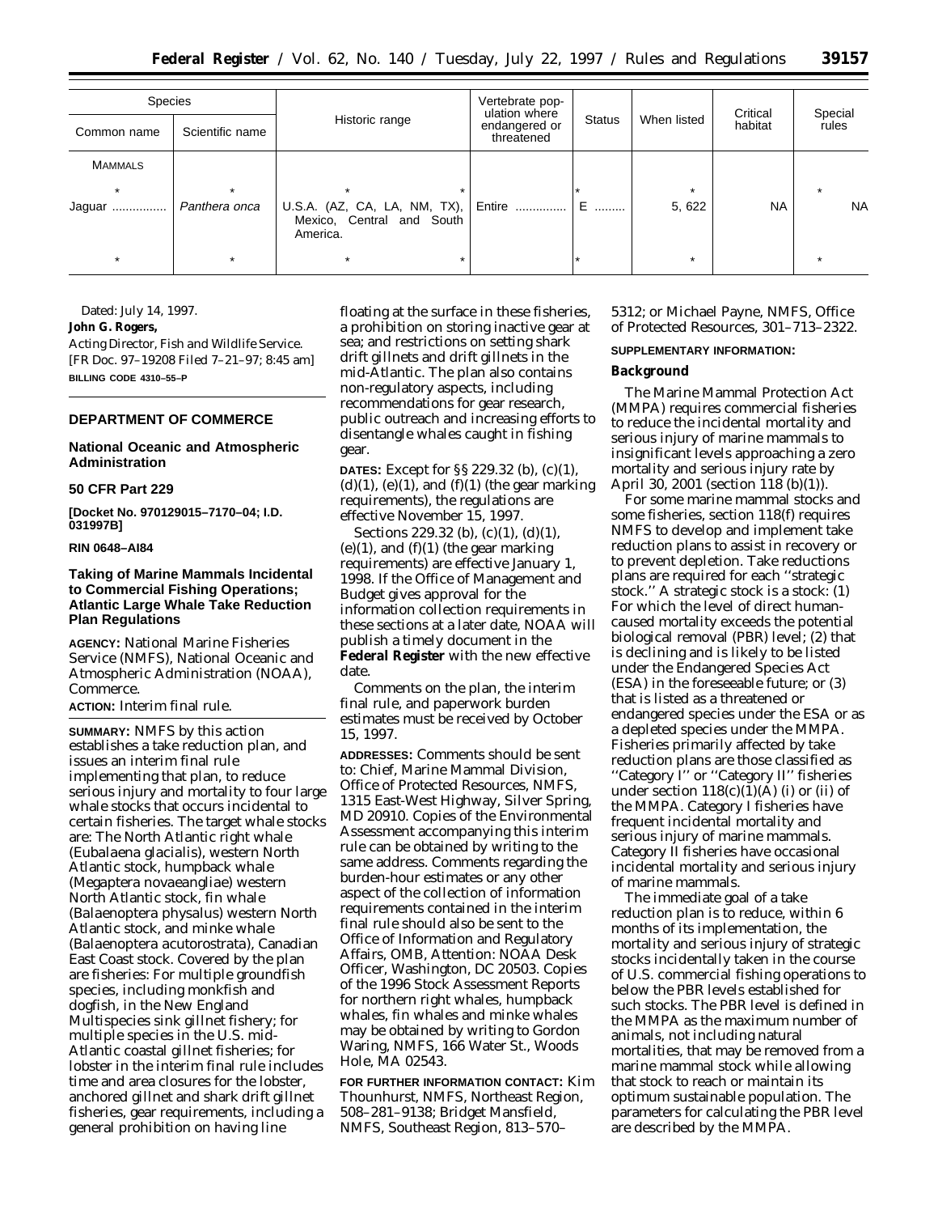| Species | | Historic range | Vertebrate population where endangered or threatened | Status | When listed | Critical habitat | Special rules |
|---|---|---|---|---|---|---|---|
| Common name | Scientific name | | | | | | |
| MAMMALS | | | | | | | |
| * | * | * | * | * | * | | * |
| Jaguar ............... | *Panthera onca* | U.S.A. (AZ, CA, LA, NM, TX), Mexico, Central and South America. | Entire .............. | E ........ | 5, 622 | NA | NA |
| * | * | * | * | * | * | | * |

Dated: July 14, 1997.

**John G. Rogers,**

*Acting Director, Fish and Wildlife Service.*

[FR Doc. 97–19208 Filed 7–21–97; 8:45 am]

**BILLING CODE 4310–55–P**

---

## DEPARTMENT OF COMMERCE

### National Oceanic and Atmospheric Administration

### 50 CFR Part 229

**[Docket No. 970129015–7170–04; I.D. 031997B]**

**RIN 0648–AI84**

### Taking of Marine Mammals Incidental to Commercial Fishing Operations; Atlantic Large Whale Take Reduction Plan Regulations

**AGENCY:** National Marine Fisheries Service (NMFS), National Oceanic and Atmospheric Administration (NOAA), Commerce.

**ACTION:** Interim final rule.

**SUMMARY:** NMFS by this action establishes a take reduction plan, and issues an interim final rule implementing that plan, to reduce serious injury and mortality to four large whale stocks that occurs incidental to certain fisheries. The target whale stocks are: The North Atlantic right whale (Eubalaena glacialis), western North Atlantic stock, humpback whale (Megaptera novaeangliae) western North Atlantic stock, fin whale (Balaenoptera physalus) western North Atlantic stock, and minke whale (Balaenoptera acutorostrata), Canadian East Coast stock. Covered by the plan are fisheries: For multiple groundfish species, including monkfish and dogfish, in the New England Multispecies sink gillnet fishery; for multiple species in the U.S. mid-Atlantic coastal gillnet fisheries; for lobster in the interim final rule includes time and area closures for the lobster, anchored gillnet and shark drift gillnet fisheries, gear requirements, including a general prohibition on having line floating at the surface in these fisheries, a prohibition on storing inactive gear at sea; and restrictions on setting shark drift gillnets and drift gillnets in the mid-Atlantic. The plan also contains non-regulatory aspects, including recommendations for gear research, public outreach and increasing efforts to disentangle whales caught in fishing gear.

**DATES:** Except for §§ 229.32 (b), (c)(1), (d)(1), (e)(1), and (f)(1) (the gear marking requirements), the regulations are effective November 15, 1997.

Sections 229.32 (b), (c)(1), (d)(1), (e)(1), and (f)(1) (the gear marking requirements) are effective January 1, 1998. If the Office of Management and Budget gives approval for the information collection requirements in these sections at a later date, NOAA will publish a timely document in the **Federal Register** with the new effective date.

Comments on the plan, the interim final rule, and paperwork burden estimates must be received by October 15, 1997.

**ADDRESSES:** Comments should be sent to: Chief, Marine Mammal Division, Office of Protected Resources, NMFS, 1315 East-West Highway, Silver Spring, MD 20910. Copies of the Environmental Assessment accompanying this interim rule can be obtained by writing to the same address. Comments regarding the burden-hour estimates or any other aspect of the collection of information requirements contained in the interim final rule should also be sent to the Office of Information and Regulatory Affairs, OMB, Attention: NOAA Desk Officer, Washington, DC 20503. Copies of the 1996 Stock Assessment Reports for northern right whales, humpback whales, fin whales and minke whales may be obtained by writing to Gordon Waring, NMFS, 166 Water St., Woods Hole, MA 02543.

**FOR FURTHER INFORMATION CONTACT:** Kim Thounhurst, NMFS, Northeast Region, 508–281–9138; Bridget Mansfield, NMFS, Southeast Region, 813–570–5312; or Michael Payne, NMFS, Office of Protected Resources, 301–713–2322.

**SUPPLEMENTARY INFORMATION:**

**Background**

The Marine Mammal Protection Act (MMPA) requires commercial fisheries to reduce the incidental mortality and serious injury of marine mammals to insignificant levels approaching a zero mortality and serious injury rate by April 30, 2001 (section 118 (b)(1)).

For some marine mammal stocks and some fisheries, section 118(f) requires NMFS to develop and implement take reduction plans to assist in recovery or to prevent depletion. Take reductions plans are required for each ''strategic stock.'' A strategic stock is a stock: (1) For which the level of direct human-caused mortality exceeds the potential biological removal (PBR) level; (2) that is declining and is likely to be listed under the Endangered Species Act (ESA) in the foreseeable future; or (3) that is listed as a threatened or endangered species under the ESA or as a depleted species under the MMPA. Fisheries primarily affected by take reduction plans are those classified as ''Category I'' or ''Category II'' fisheries under section 118(c)(1)(A) (i) or (ii) of the MMPA. Category I fisheries have frequent incidental mortality and serious injury of marine mammals. Category II fisheries have occasional incidental mortality and serious injury of marine mammals.

The immediate goal of a take reduction plan is to reduce, within 6 months of its implementation, the mortality and serious injury of strategic stocks incidentally taken in the course of U.S. commercial fishing operations to below the PBR levels established for such stocks. The PBR level is defined in the MMPA as the maximum number of animals, not including natural mortalities, that may be removed from a marine mammal stock while allowing that stock to reach or maintain its optimum sustainable population. The parameters for calculating the PBR level are described by the MMPA.